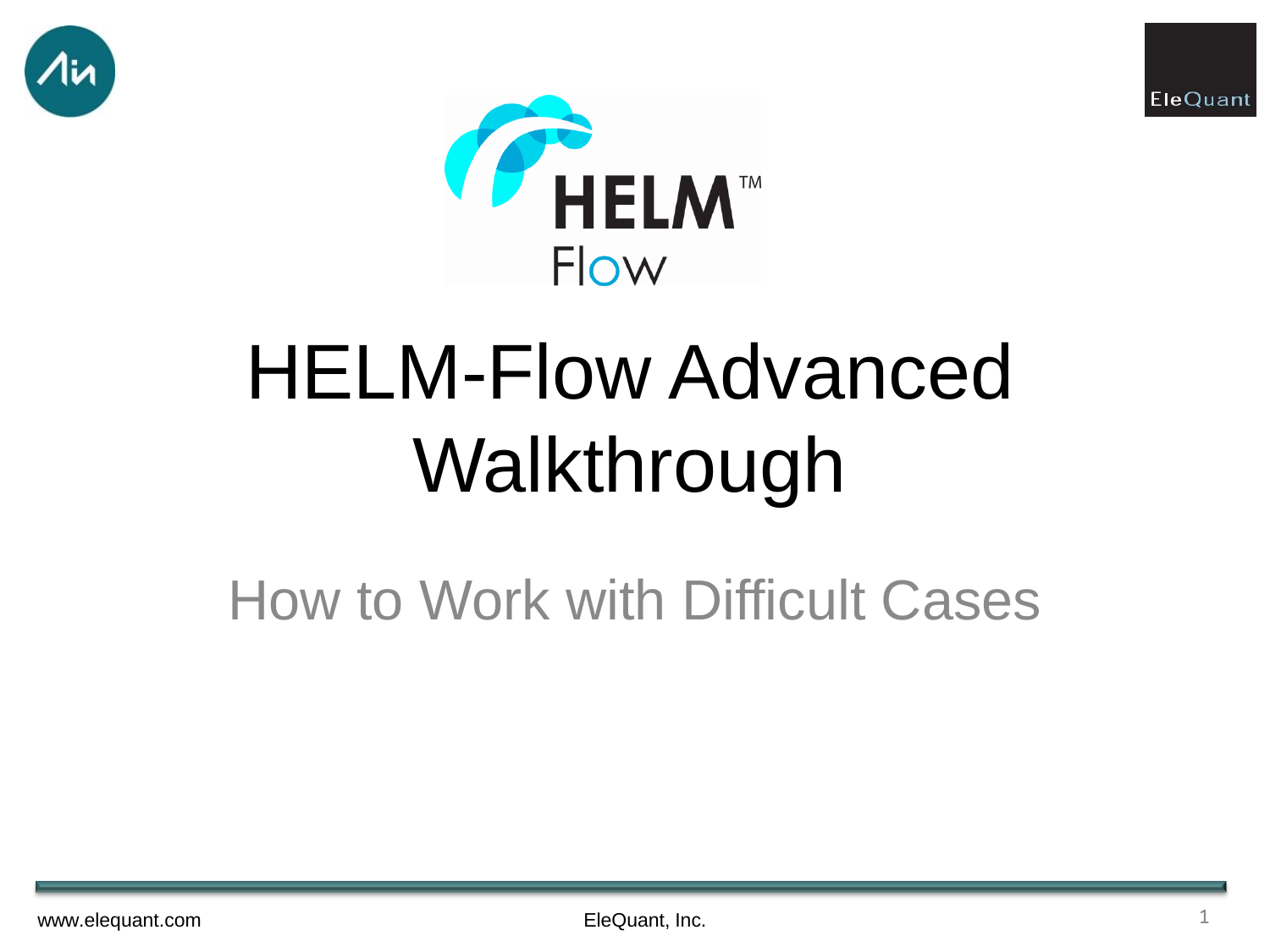# HELM-Flow Advanced Walkthrough

## How to Work with Difficult Cases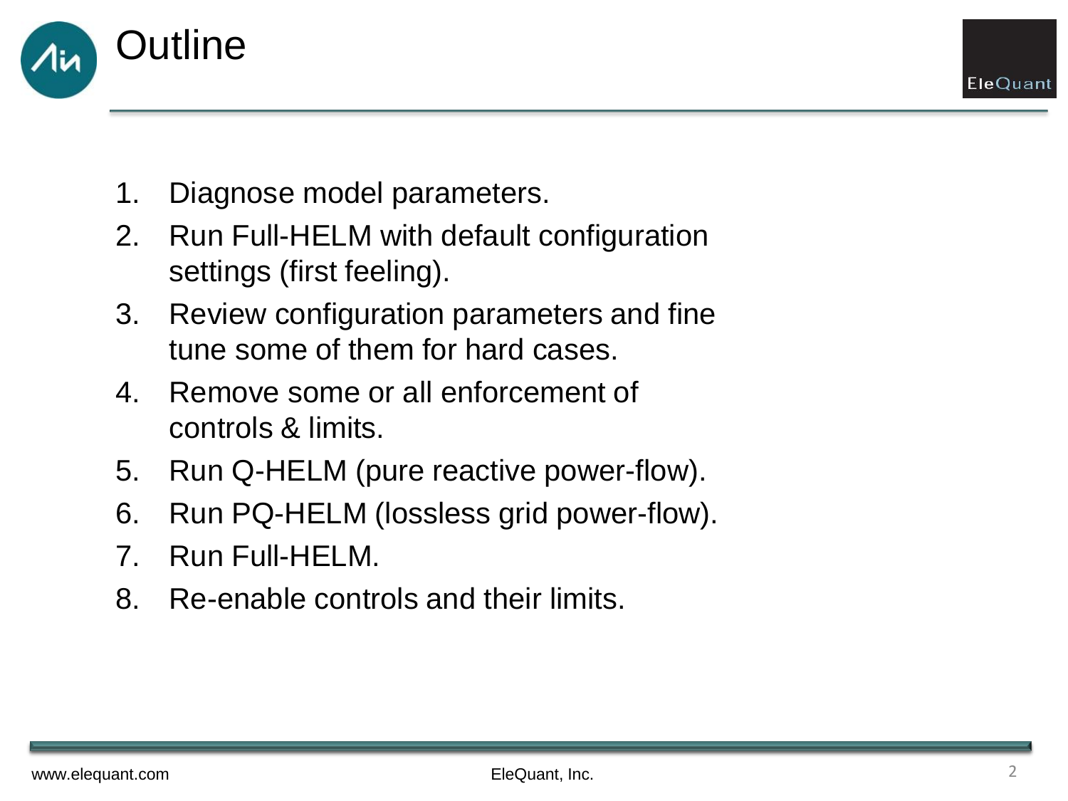# Outline

1. Diagnose model parameters.
2. Run Full-HELM with default configuration settings (first feeling).
3. Review configuration parameters and fine tune some of them for hard cases.
4. Remove some or all enforcement of controls & limits.
5. Run Q-HELM (pure reactive power-flow).
6. Run PQ-HELM (lossless grid power-flow).
7. Run Full-HELM.
8. Re-enable controls and their limits.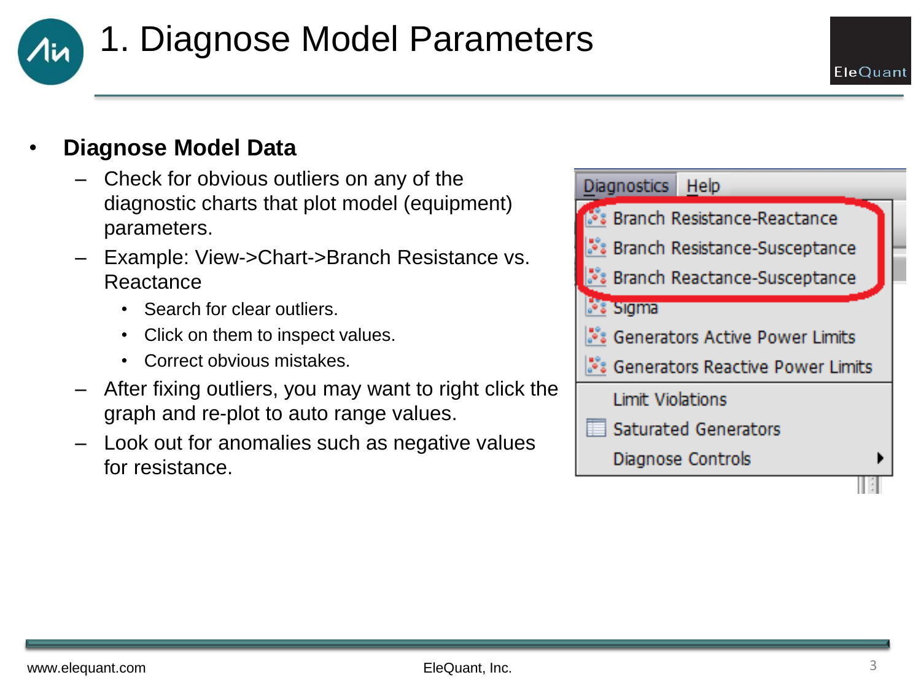# 1. Diagnose Model Parameters

- **Diagnose Model Data**
  - Check for obvious outliers on any of the diagnostic charts that plot model (equipment) parameters.
  - Example: View->Chart->Branch Resistance vs. Reactance
    - Search for clear outliers.
    - Click on them to inspect values.
    - Correct obvious mistakes.
  - After fixing outliers, you may want to right click the graph and re-plot to auto range values.
  - Look out for anomalies such as negative values for resistance.

Diagnostics | Help

- Branch Resistance-Reactance
- Branch Resistance-Susceptance
- Branch Reactance-Susceptance
- Sigma
- Generators Active Power Limits
- Generators Reactive Power Limits
- Limit Violations
- Saturated Generators
- Diagnose Controls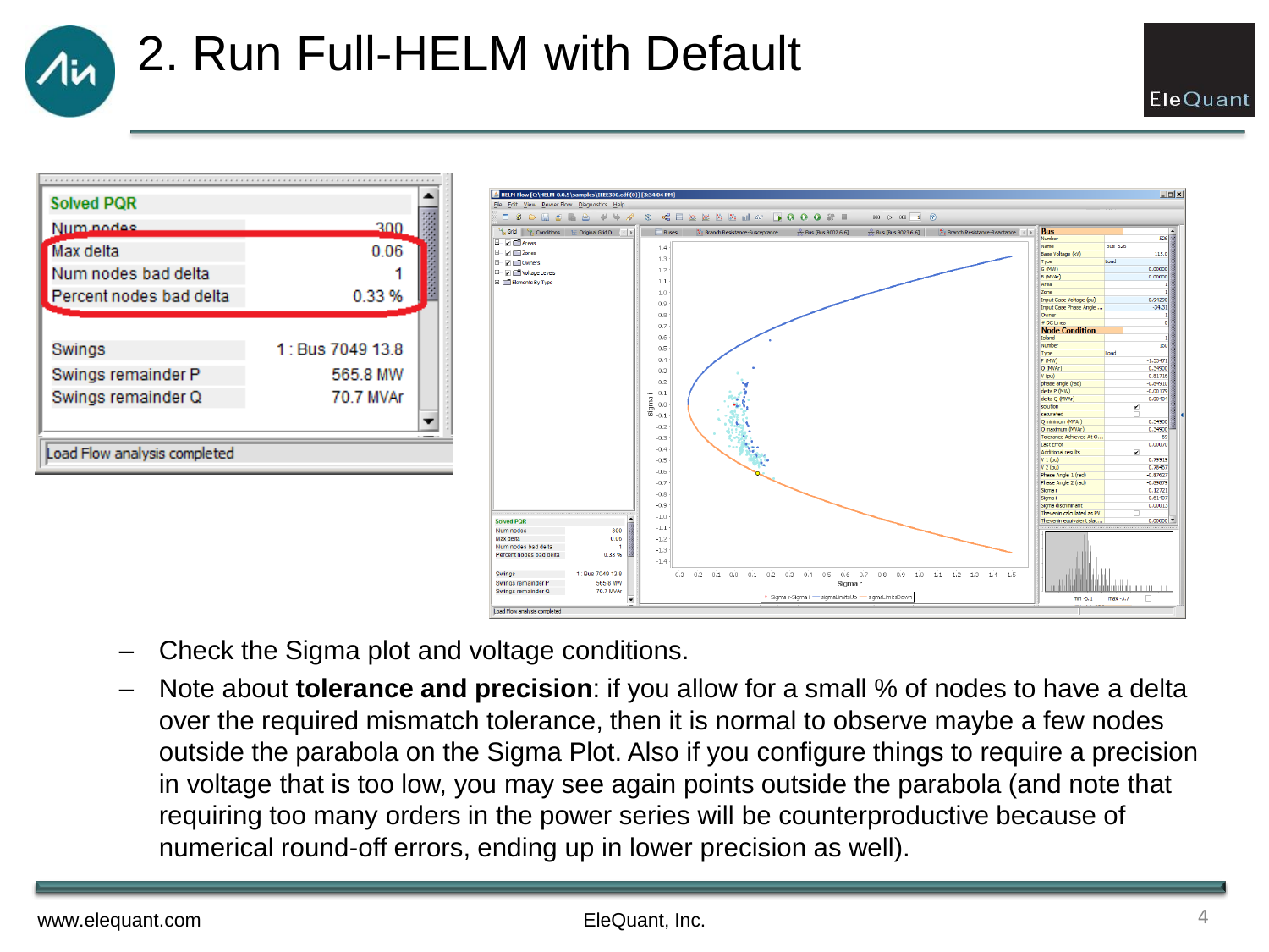# 2. Run Full-HELM with Default

| Solved PQR | |
|---|---|
| Num nodes | 300 |
| Max delta | 0.06 |
| Num nodes bad delta | 1 |
| Percent nodes bad delta | 0.33 % |
| | |
| Swings | 1 : Bus 7049 13.8 |
| Swings remainder P | 565.8 MW |
| Swings remainder Q | 70.7 MVAr |

Load Flow analysis completed

- Check the Sigma plot and voltage conditions.
- Note about **tolerance and precision**: if you allow for a small % of nodes to have a delta over the required mismatch tolerance, then it is normal to observe maybe a few nodes outside the parabola on the Sigma Plot. Also if you configure things to require a precision in voltage that is too low, you may see again points outside the parabola (and note that requiring too many orders in the power series will be counterproductive because of numerical round-off errors, ending up in lower precision as well).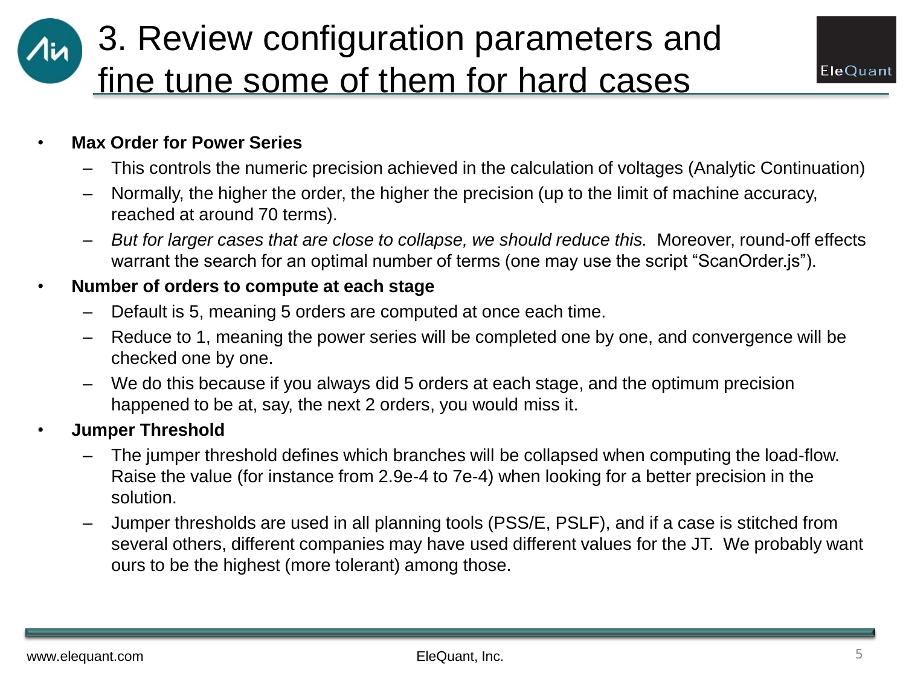# 3. Review configuration parameters and fine tune some of them for hard cases

- **Max Order for Power Series**
  - This controls the numeric precision achieved in the calculation of voltages (Analytic Continuation)
  - Normally, the higher the order, the higher the precision (up to the limit of machine accuracy, reached at around 70 terms).
  - *But for larger cases that are close to collapse, we should reduce this.* Moreover, round-off effects warrant the search for an optimal number of terms (one may use the script "ScanOrder.js").
- **Number of orders to compute at each stage**
  - Default is 5, meaning 5 orders are computed at once each time.
  - Reduce to 1, meaning the power series will be completed one by one, and convergence will be checked one by one.
  - We do this because if you always did 5 orders at each stage, and the optimum precision happened to be at, say, the next 2 orders, you would miss it.
- **Jumper Threshold**
  - The jumper threshold defines which branches will be collapsed when computing the load-flow. Raise the value (for instance from 2.9e-4 to 7e-4) when looking for a better precision in the solution.
  - Jumper thresholds are used in all planning tools (PSS/E, PSLF), and if a case is stitched from several others, different companies may have used different values for the JT. We probably want ours to be the highest (more tolerant) among those.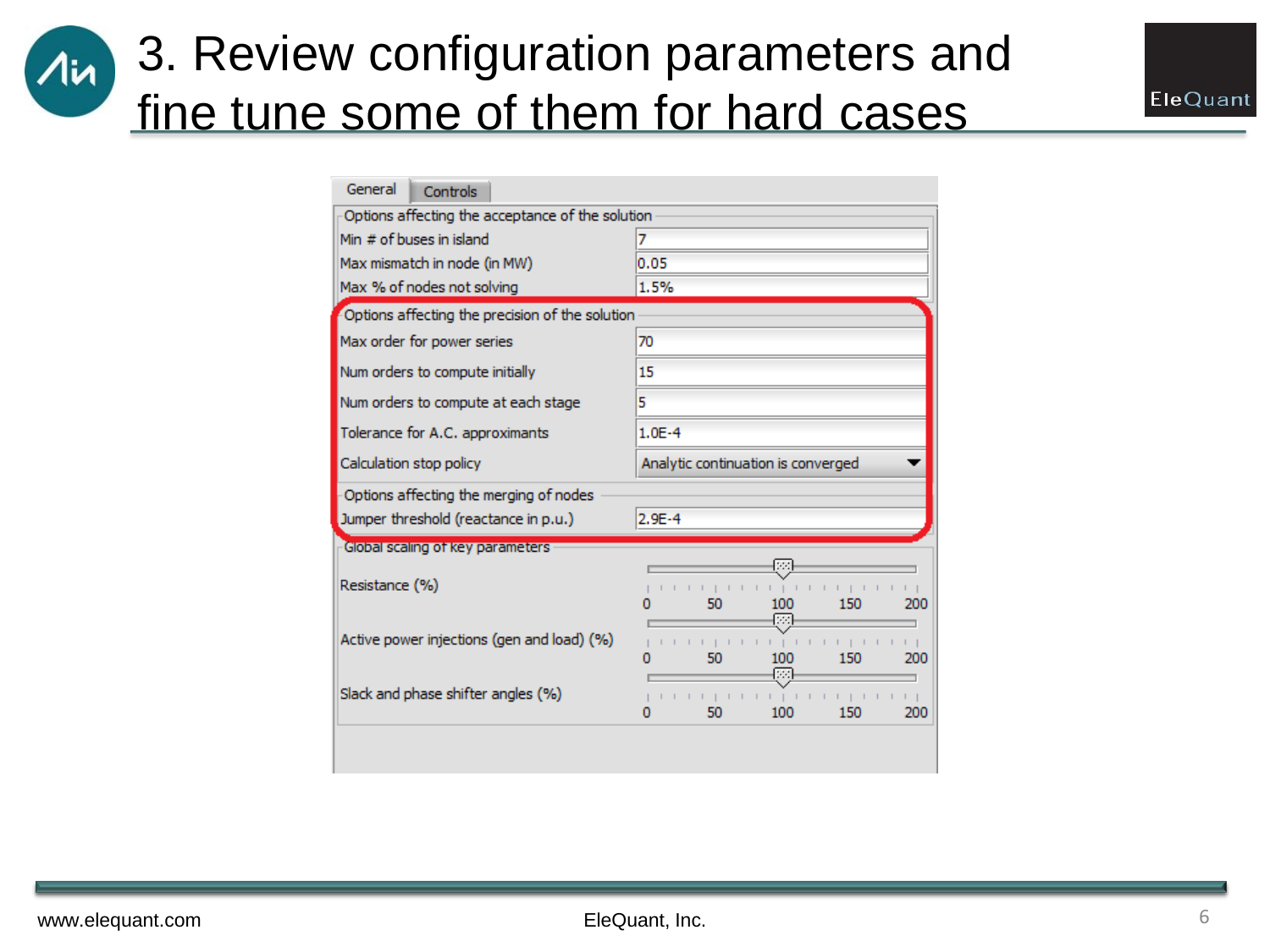# 3. Review configuration parameters and fine tune some of them for hard cases

General | Controls

**Options affecting the acceptance of the solution**

| Parameter | Value |
| --- | --- |
| Min # of buses in island | 7 |
| Max mismatch in node (in MW) | 0.05 |
| Max % of nodes not solving | 1.5% |

**Options affecting the precision of the solution**

| Parameter | Value |
| --- | --- |
| Max order for power series | 70 |
| Num orders to compute initially | 15 |
| Num orders to compute at each stage | 5 |
| Tolerance for A.C. approximants | 1.0E-4 |
| Calculation stop policy | Analytic continuation is converged |

**Options affecting the merging of nodes**

| Parameter | Value |
| --- | --- |
| Jumper threshold (reactance in p.u.) | 2.9E-4 |

**Global scaling of key parameters**

| Parameter | Slider value (scale 0–200) |
| --- | --- |
| Resistance (%) | 100 |
| Active power injections (gen and load) (%) | 100 |
| Slack and phase shifter angles (%) | 100 |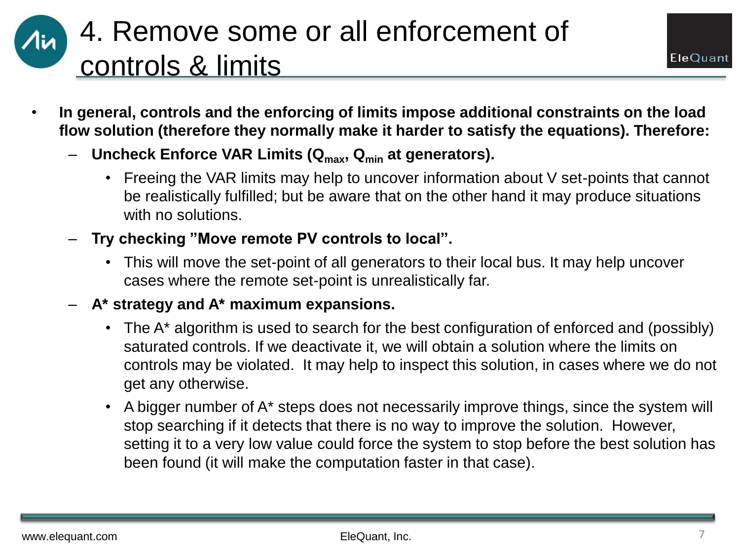# 4. Remove some or all enforcement of controls & limits

- **In general, controls and the enforcing of limits impose additional constraints on the load flow solution (therefore they normally make it harder to satisfy the equations). Therefore:**
  - **Uncheck Enforce VAR Limits ($Q_{max}$, $Q_{min}$ at generators).**
    - Freeing the VAR limits may help to uncover information about V set-points that cannot be realistically fulfilled; but be aware that on the other hand it may produce situations with no solutions.
  - **Try checking "Move remote PV controls to local".**
    - This will move the set-point of all generators to their local bus. It may help uncover cases where the remote set-point is unrealistically far.
  - **A* strategy and A* maximum expansions.**
    - The A* algorithm is used to search for the best configuration of enforced and (possibly) saturated controls. If we deactivate it, we will obtain a solution where the limits on controls may be violated. It may help to inspect this solution, in cases where we do not get any otherwise.
    - A bigger number of A* steps does not necessarily improve things, since the system will stop searching if it detects that there is no way to improve the solution. However, setting it to a very low value could force the system to stop before the best solution has been found (it will make the computation faster in that case).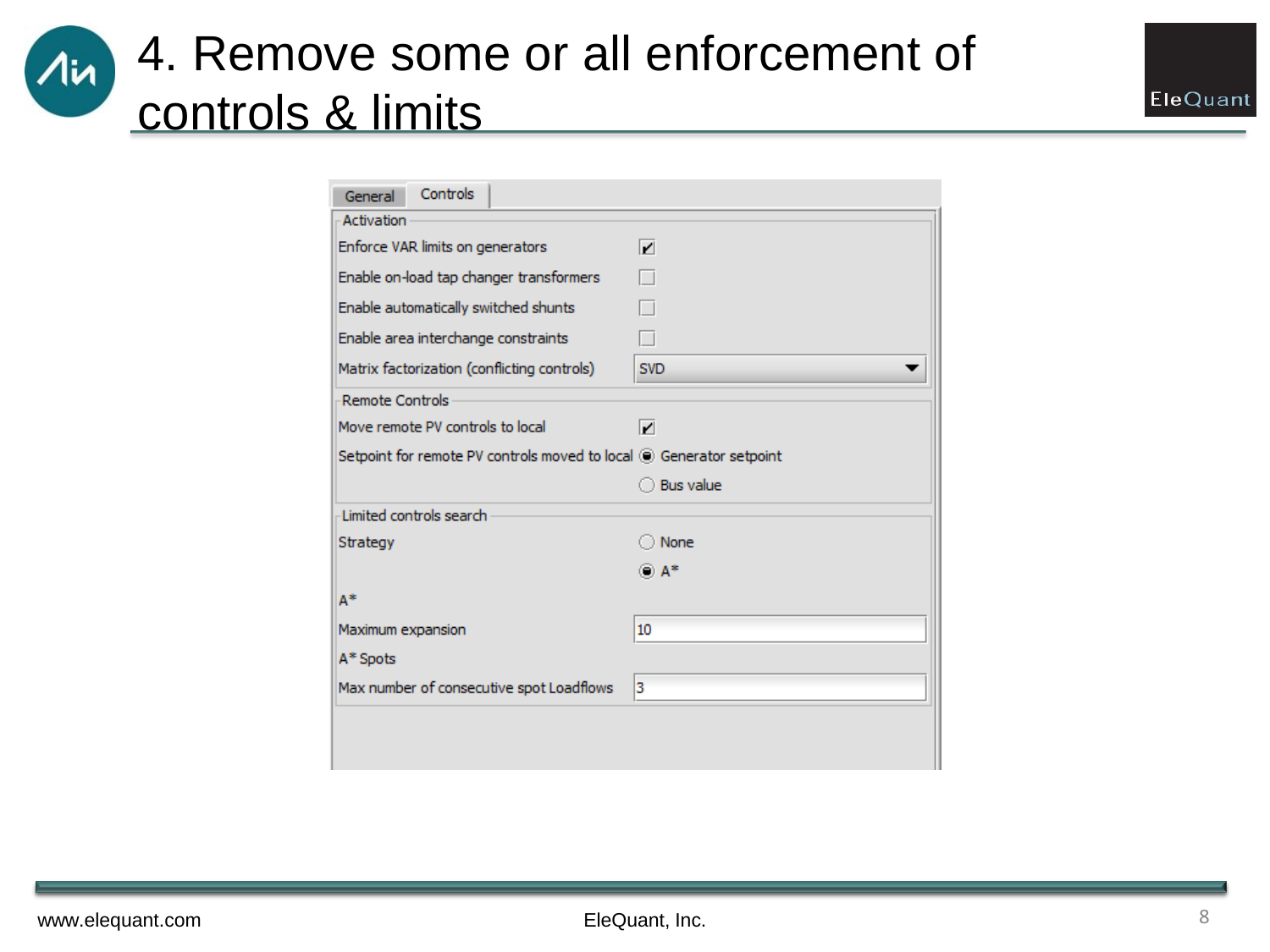# 4. Remove some or all enforcement of controls & limits

General | Controls

**Activation**

| Setting | Value |
| --- | --- |
| Enforce VAR limits on generators | ☑ |
| Enable on-load tap changer transformers | ☐ |
| Enable automatically switched shunts | ☐ |
| Enable area interchange constraints | ☐ |
| Matrix factorization (conflicting controls) | SVD |

**Remote Controls**

| Setting | Value |
| --- | --- |
| Move remote PV controls to local | ☑ |
| Setpoint for remote PV controls moved to local | ◉ Generator setpoint<br>○ Bus value |

**Limited controls search**

| Setting | Value |
| --- | --- |
| Strategy | ○ None<br>◉ A* |
| A* | |
| Maximum expansion | 10 |
| A* Spots | |
| Max number of consecutive spot Loadflows | 3 |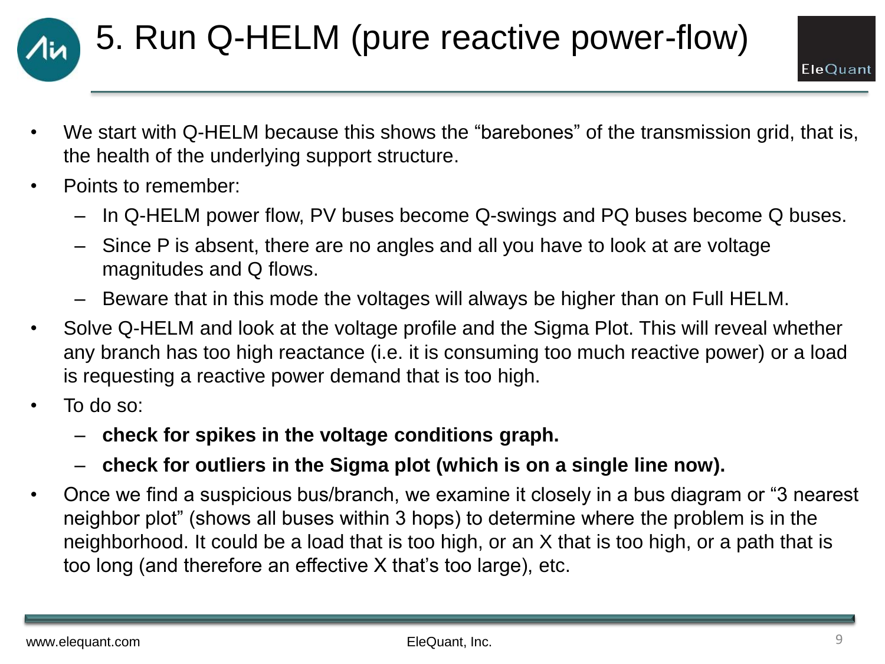# 5. Run Q-HELM (pure reactive power-flow)

- We start with Q-HELM because this shows the "barebones" of the transmission grid, that is, the health of the underlying support structure.
- Points to remember:
  - In Q-HELM power flow, PV buses become Q-swings and PQ buses become Q buses.
  - Since P is absent, there are no angles and all you have to look at are voltage magnitudes and Q flows.
  - Beware that in this mode the voltages will always be higher than on Full HELM.
- Solve Q-HELM and look at the voltage profile and the Sigma Plot. This will reveal whether any branch has too high reactance (i.e. it is consuming too much reactive power) or a load is requesting a reactive power demand that is too high.
- To do so:
  - **check for spikes in the voltage conditions graph.**
  - **check for outliers in the Sigma plot (which is on a single line now).**
- Once we find a suspicious bus/branch, we examine it closely in a bus diagram or "3 nearest neighbor plot" (shows all buses within 3 hops) to determine where the problem is in the neighborhood. It could be a load that is too high, or an X that is too high, or a path that is too long (and therefore an effective X that's too large), etc.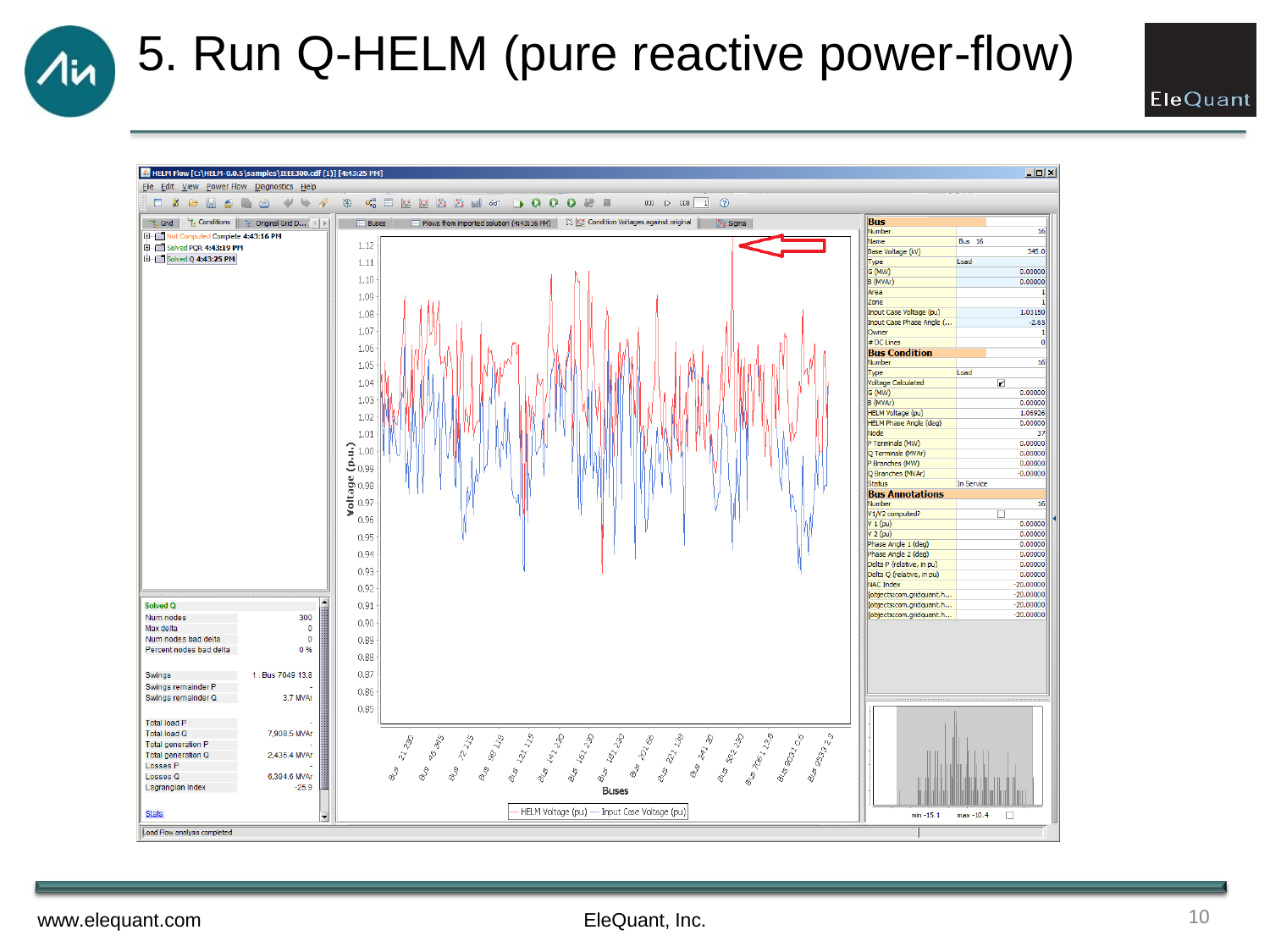# 5. Run Q-HELM (pure reactive power-flow)

HELM Flow [C:\HELM-0.0.5\samples\IEEE300.cdf (1)] [4:43:25 PM]

File Edit View Power Flow Diagnostics Help

Grid | Conditions | Original Grid D...

- Not Computed Complete 4:43:16 PM
- Solved PQR 4:43:19 PM
- Solved Q 4:43:25 PM

Buses | Flows from imported solution (4:43:16 PM) | Condition Voltages against original | Sigma

| Solved Q | |
|---|---|
| Num nodes | 300 |
| Max delta | 0 |
| Num nodes bad delta | 0 |
| Percent nodes bad delta | 0 % |
| Swings | 1 : Bus 7049 13.8 |
| Swings remainder P | - |
| Swings remainder Q | 3.7 MVAr |
| Total load P | - |
| Total load Q | 7,908.5 MVAr |
| Total generation P | - |
| Total generation Q | 2,436.4 MVAr |
| Losses P | - |
| Losses Q | 6,394.6 MVAr |
| Lagrangian index | -25.9 |

Stats

Voltage (p.u.) vs Buses — HELM Voltage (pu) — Input Case Voltage (pu)

| Bus | |
|---|---|
| Number | 16 |
| Name | Bus 16 |
| Base Voltage (kV) | 345.0 |
| Type | Load |
| G (MW) | 0.00000 |
| B (MVAr) | 0.00000 |
| Area | 1 |
| Zone | 1 |
| Input Case Voltage (pu) | 1.03150 |
| Input Case Phase Angle (... | -2.65 |
| Owner | 1 |
| # DC Lines | 0 |
| **Bus Condition** | |
| Number | 16 |
| Type | Load |
| Voltage Calculated | ☑ |
| G (MW) | 0.00000 |
| B (MVAr) | 0.00000 |
| HELM Voltage (pu) | 1.06926 |
| HELM Phase Angle (deg) | 0.00000 |
| Node | 37 |
| P Terminals (MW) | 0.00000 |
| Q Terminals (MVAr) | 0.00000 |
| P Branches (MW) | 0.00000 |
| Q Branches (MVAr) | -0.00000 |
| Status | In Service |
| **Bus Annotations** | |
| Number | 16 |
| V1/V2 computed? | ☐ |
| V 1 (pu) | 0.00000 |
| V 2 (pu) | 0.00000 |
| Phase Angle 1 (deg) | 0.00000 |
| Phase Angle 2 (deg) | 0.00000 |
| Delta P (relative, in pu) | 0.00000 |
| Delta Q (relative, in pu) | 0.00000 |
| NAC Index | -20.00000 |
| [objectscom.gridquant.h... | -20.00000 |
| [objectscom.gridquant.h... | -20.00000 |
| [objectscom.gridquant.h... | -20.00000 |

min -15.1 max -10.4

Load Flow analysis completed

www.elequant.com — EleQuant, Inc.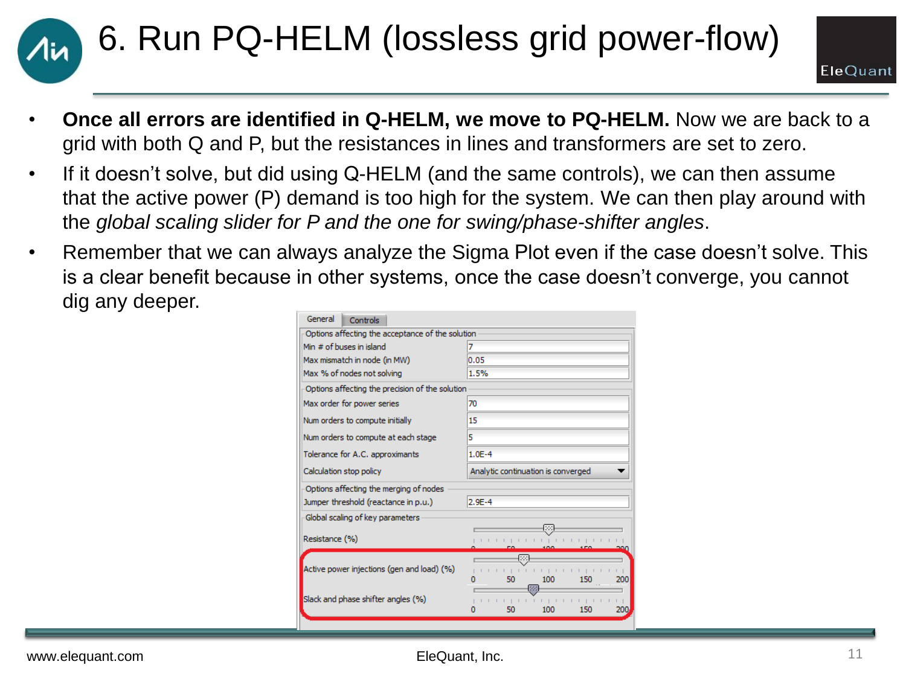# 6. Run PQ-HELM (lossless grid power-flow)

- **Once all errors are identified in Q-HELM, we move to PQ-HELM.** Now we are back to a grid with both Q and P, but the resistances in lines and transformers are set to zero.
- If it doesn't solve, but did using Q-HELM (and the same controls), we can then assume that the active power (P) demand is too high for the system. We can then play around with the *global scaling slider for P and the one for swing/phase-shifter angles*.
- Remember that we can always analyze the Sigma Plot even if the case doesn't solve. This is a clear benefit because in other systems, once the case doesn't converge, you cannot dig any deeper.

General | Controls

Options affecting the acceptance of the solution

| | |
|---|---|
| Min # of buses in island | 7 |
| Max mismatch in node (in MW) | 0.05 |
| Max % of nodes not solving | 1.5% |

Options affecting the precision of the solution

| | |
|---|---|
| Max order for power series | 70 |
| Num orders to compute initially | 15 |
| Num orders to compute at each stage | 5 |
| Tolerance for A.C. approximants | 1.0E-4 |
| Calculation stop policy | Analytic continuation is converged |

Options affecting the merging of nodes

| | |
|---|---|
| Jumper threshold (reactance in p.u.) | 2.9E-4 |

Global scaling of key parameters

- Resistance (%) — slider 0 / 50 / 100 / 150 / 200
- Active power injections (gen and load) (%) — slider 0 / 50 / 100 / 150 / 200
- Slack and phase shifter angles (%) — slider 0 / 50 / 100 / 150 / 200

www.elequant.com — EleQuant, Inc.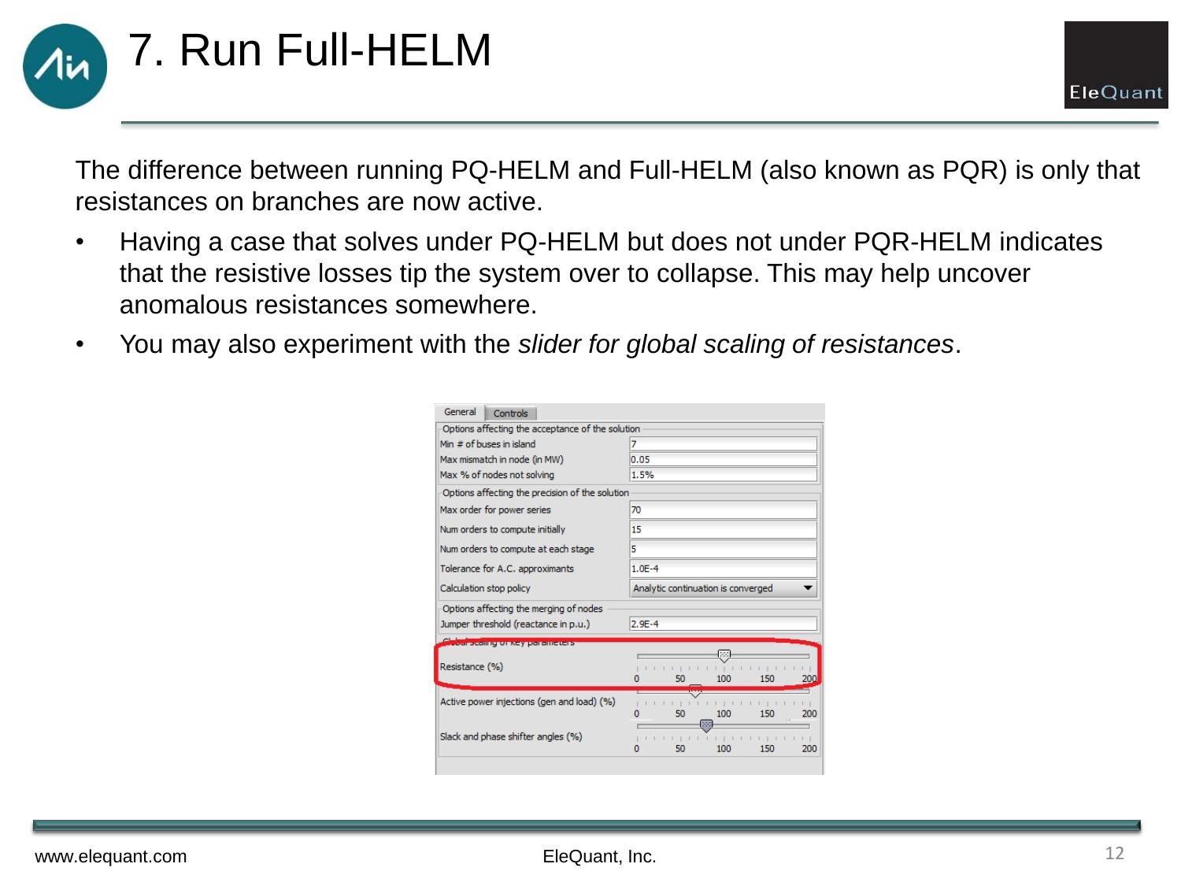# 7. Run Full-HELM

The difference between running PQ-HELM and Full-HELM (also known as PQR) is only that resistances on branches are now active.

- Having a case that solves under PQ-HELM but does not under PQR-HELM indicates that the resistive losses tip the system over to collapse. This may help uncover anomalous resistances somewhere.
- You may also experiment with the *slider for global scaling of resistances*.

General | Controls

**Options affecting the acceptance of the solution**

| | |
|---|---|
| Min # of buses in island | 7 |
| Max mismatch in node (in MW) | 0.05 |
| Max % of nodes not solving | 1.5% |

**Options affecting the precision of the solution**

| | |
|---|---|
| Max order for power series | 70 |
| Num orders to compute initially | 15 |
| Num orders to compute at each stage | 5 |
| Tolerance for A.C. approximants | 1.0E-4 |
| Calculation stop policy | Analytic continuation is converged |

**Options affecting the merging of nodes**

| | |
|---|---|
| Jumper threshold (reactance in p.u.) | 2.9E-4 |

**Global scaling of key parameters**

- Resistance (%) — slider 0 to 200
- Active power injections (gen and load) (%) — slider 0 to 200
- Slack and phase shifter angles (%) — slider 0 to 200

www.elequant.com — EleQuant, Inc.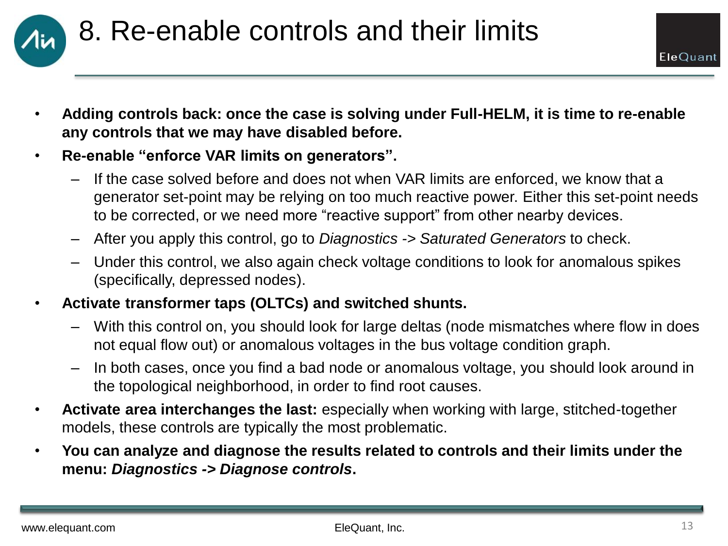# 8. Re-enable controls and their limits

- **Adding controls back: once the case is solving under Full-HELM, it is time to re-enable any controls that we may have disabled before.**
- **Re-enable "enforce VAR limits on generators".**
  - If the case solved before and does not when VAR limits are enforced, we know that a generator set-point may be relying on too much reactive power. Either this set-point needs to be corrected, or we need more "reactive support" from other nearby devices.
  - After you apply this control, go to *Diagnostics -> Saturated Generators* to check.
  - Under this control, we also again check voltage conditions to look for anomalous spikes (specifically, depressed nodes).
- **Activate transformer taps (OLTCs) and switched shunts.**
  - With this control on, you should look for large deltas (node mismatches where flow in does not equal flow out) or anomalous voltages in the bus voltage condition graph.
  - In both cases, once you find a bad node or anomalous voltage, you should look around in the topological neighborhood, in order to find root causes.
- **Activate area interchanges the last:** especially when working with large, stitched-together models, these controls are typically the most problematic.
- **You can analyze and diagnose the results related to controls and their limits under the menu: *Diagnostics -> Diagnose controls*.**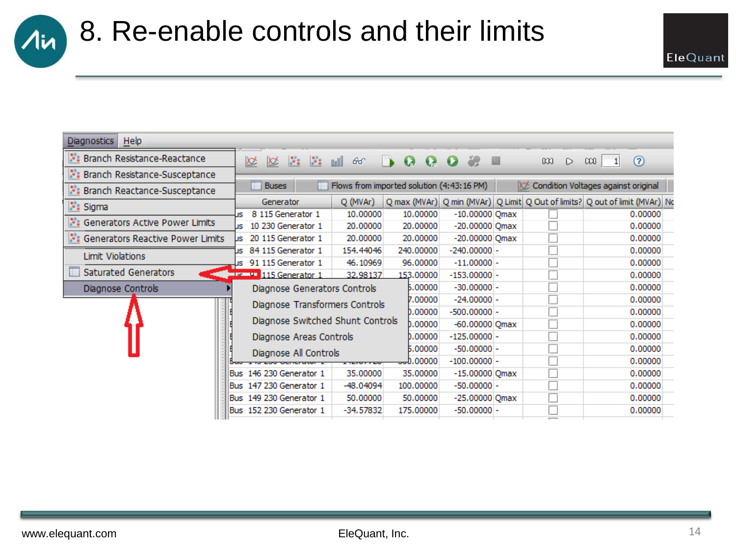# 8. Re-enable controls and their limits

Diagnostics | Help

- Branch Resistance-Reactance
- Branch Resistance-Susceptance
- Branch Reactance-Susceptance
- Sigma
- Generators Active Power Limits
- Generators Reactive Power Limits
- Limit Violations
- Saturated Generators
- Diagnose Controls
  - Diagnose Generators Controls
  - Diagnose Transformers Controls
  - Diagnose Switched Shunt Controls
  - Diagnose Areas Controls
  - Diagnose All Controls

Buses | Flows from imported solution (4:43:16 PM) | Condition Voltages against original

| Generator | Q (MVAr) | Q max (MVAr) | Q min (MVAr) | Q Limit | Q Out of limits? | Q out of limit (MVAr) |
|---|---|---|---|---|---|---|
| Bus 8 115 Generator 1 | 10.00000 | 10.00000 | -10.00000 | Qmax | | 0.00000 |
| Bus 10 230 Generator 1 | 20.00000 | 20.00000 | -20.00000 | Qmax | | 0.00000 |
| Bus 20 115 Generator 1 | 20.00000 | 20.00000 | -20.00000 | Qmax | | 0.00000 |
| Bus 84 115 Generator 1 | 154.44046 | 240.00000 | -240.00000 | - | | 0.00000 |
| Bus 91 115 Generator 1 | 46.10969 | 96.00000 | -11.00000 | - | | 0.00000 |
| Bus 9. 115 Generator 1 | 32.98137 | 153.00000 | -153.00000 | - | | 0.00000 |
| | | 5.00000 | -30.00000 | - | | 0.00000 |
| | | 7.00000 | -24.00000 | - | | 0.00000 |
| | | 0.00000 | -500.00000 | - | | 0.00000 |
| | | 0.00000 | -60.00000 | Qmax | | 0.00000 |
| | | 0.00000 | -125.00000 | - | | 0.00000 |
| | | 5.00000 | -50.00000 | - | | 0.00000 |
| | | 0.00000 | -100.00000 | - | | 0.00000 |
| Bus 146 230 Generator 1 | 35.00000 | 35.00000 | -15.00000 | Qmax | | 0.00000 |
| Bus 147 230 Generator 1 | -48.04094 | 100.00000 | -50.00000 | - | | 0.00000 |
| Bus 149 230 Generator 1 | 50.00000 | 50.00000 | -25.00000 | Qmax | | 0.00000 |
| Bus 152 230 Generator 1 | -34.57832 | 175.00000 | -50.00000 | - | | 0.00000 |

www.elequant.com EleQuant, Inc.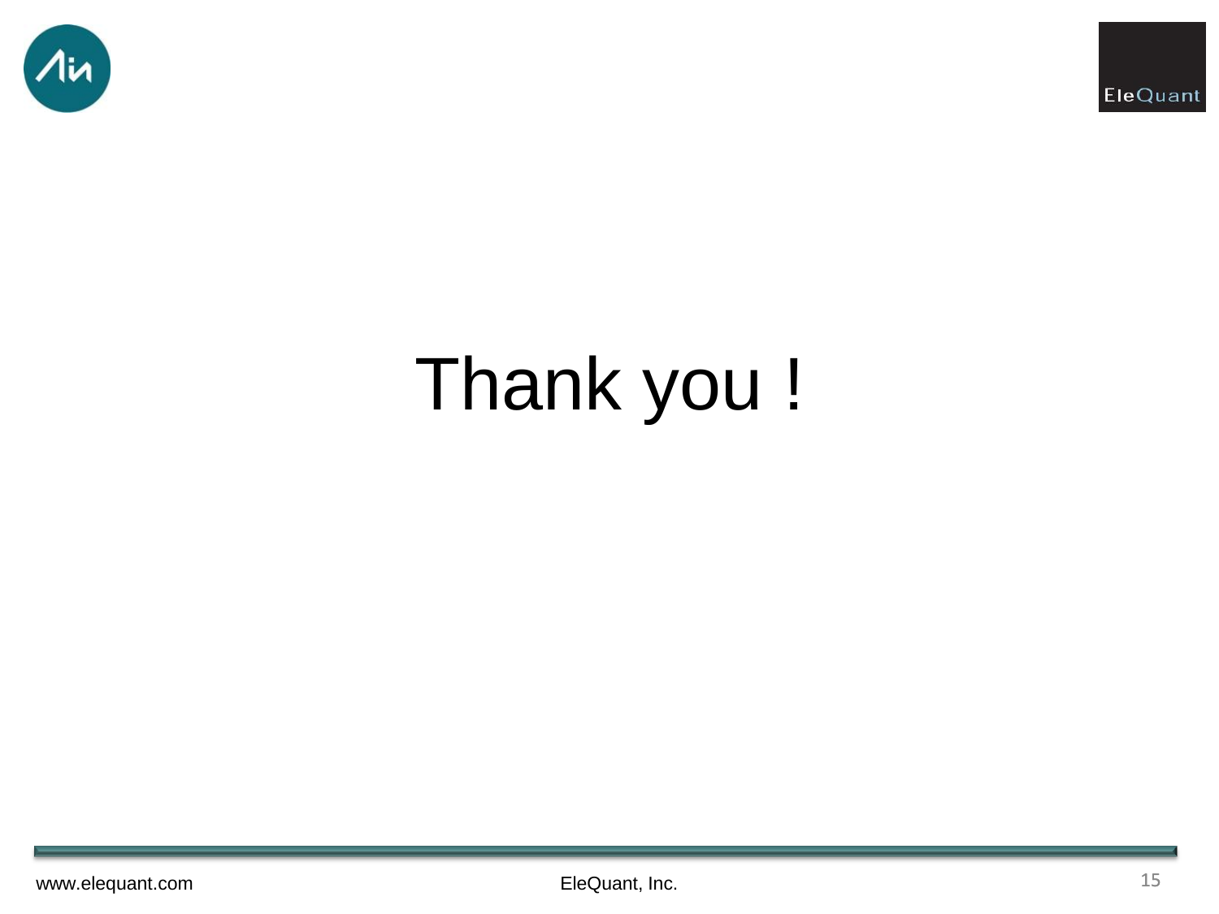# Thank you !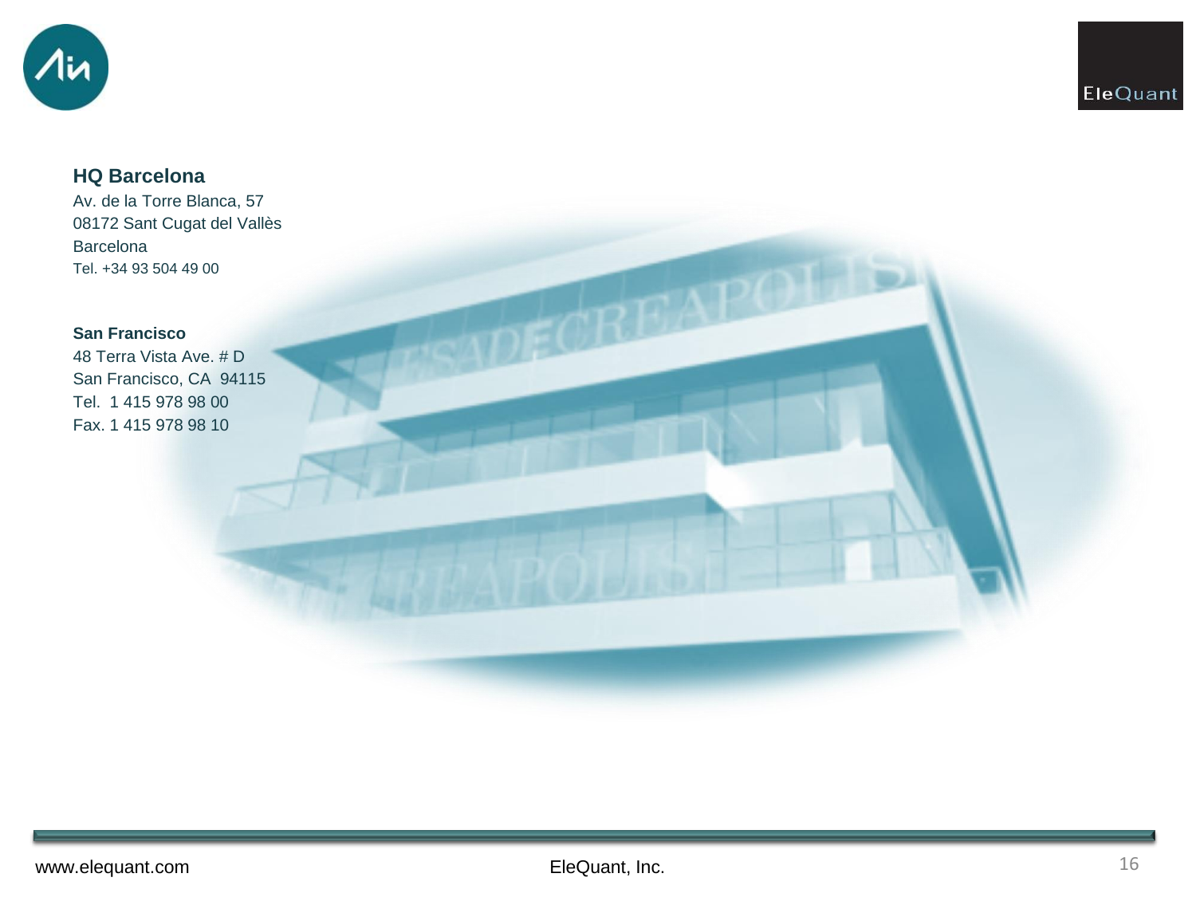## HQ Barcelona

Av. de la Torre Blanca, 57
08172 Sant Cugat del Vallès
Barcelona
Tel. +34 93 504 49 00

**San Francisco**

48 Terra Vista Ave. # D
San Francisco, CA 94115
Tel. 1 415 978 98 00
Fax. 1 415 978 98 10